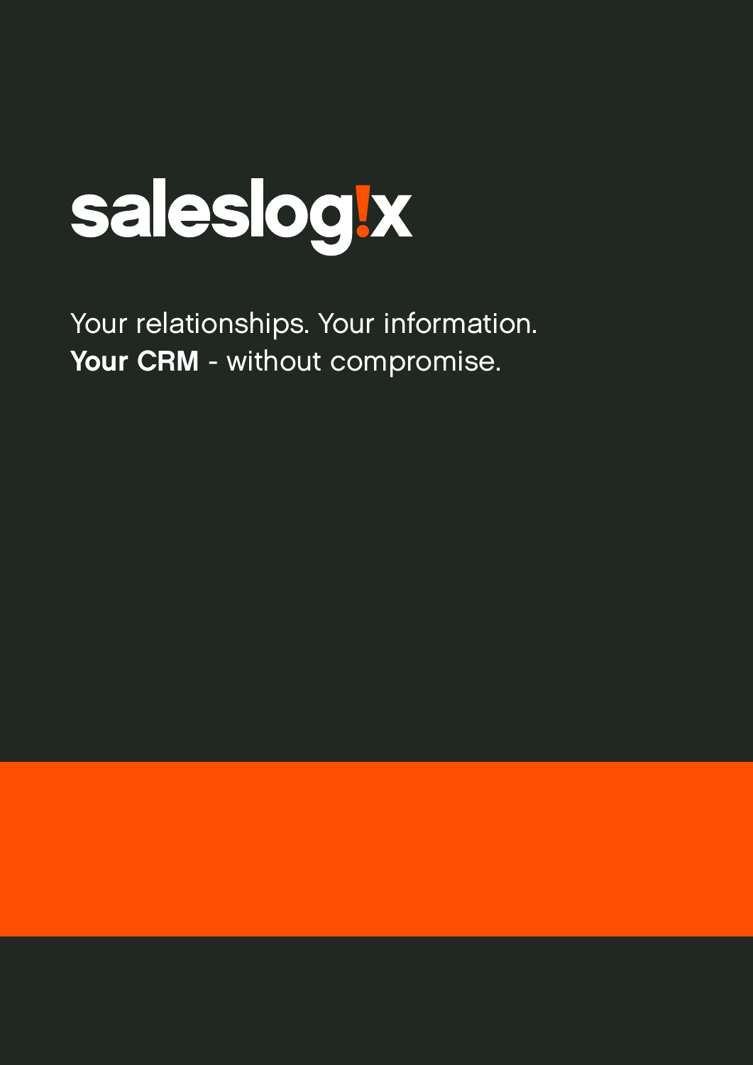# saleslogix

Your relationships. Your information.
**Your CRM** - without compromise.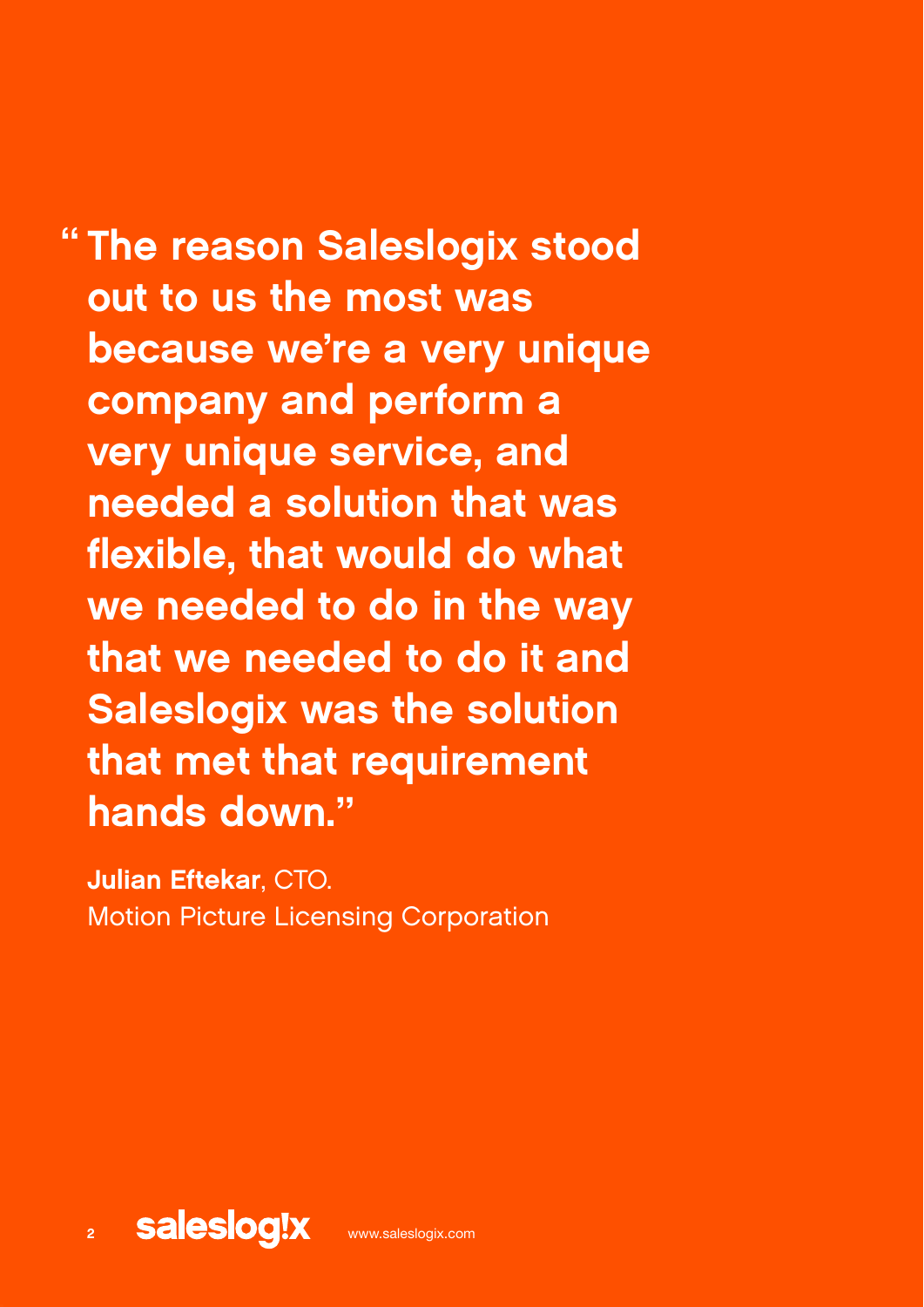**"The reason Saleslogix stood out to us the most was because we're a very unique company and perform a very unique service, and needed a solution that was flexible, that would do what we needed to do in the way that we needed to do it and Saleslogix was the solution that met that requirement hands down."**

**Julian Eftekar**, CTO.
Motion Picture Licensing Corporation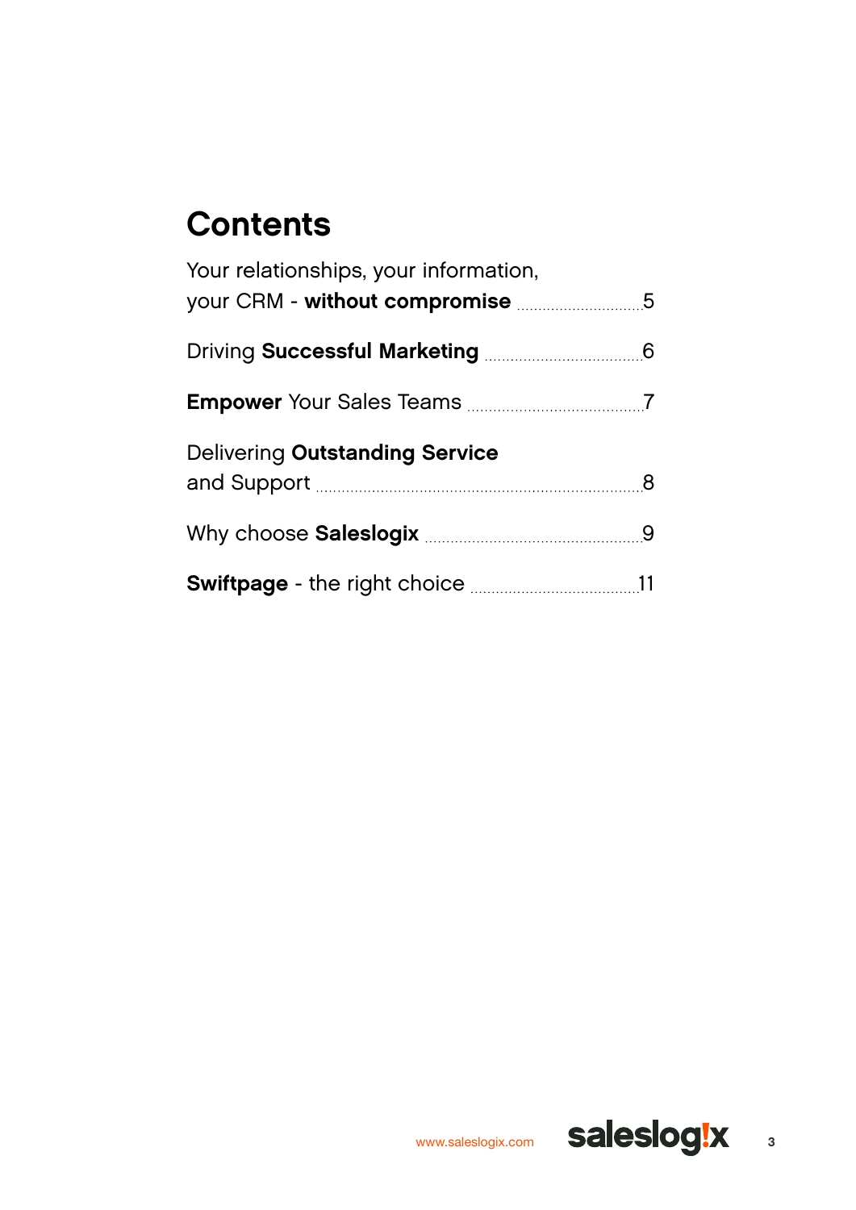# Contents

| | |
|---|---|
| Your relationships, your information, your CRM - **without compromise** | 5 |
| Driving **Successful Marketing** | 6 |
| **Empower** Your Sales Teams | 7 |
| Delivering **Outstanding Service** and Support | 8 |
| Why choose **Saleslogix** | 9 |
| **Swiftpage** - the right choice | 11 |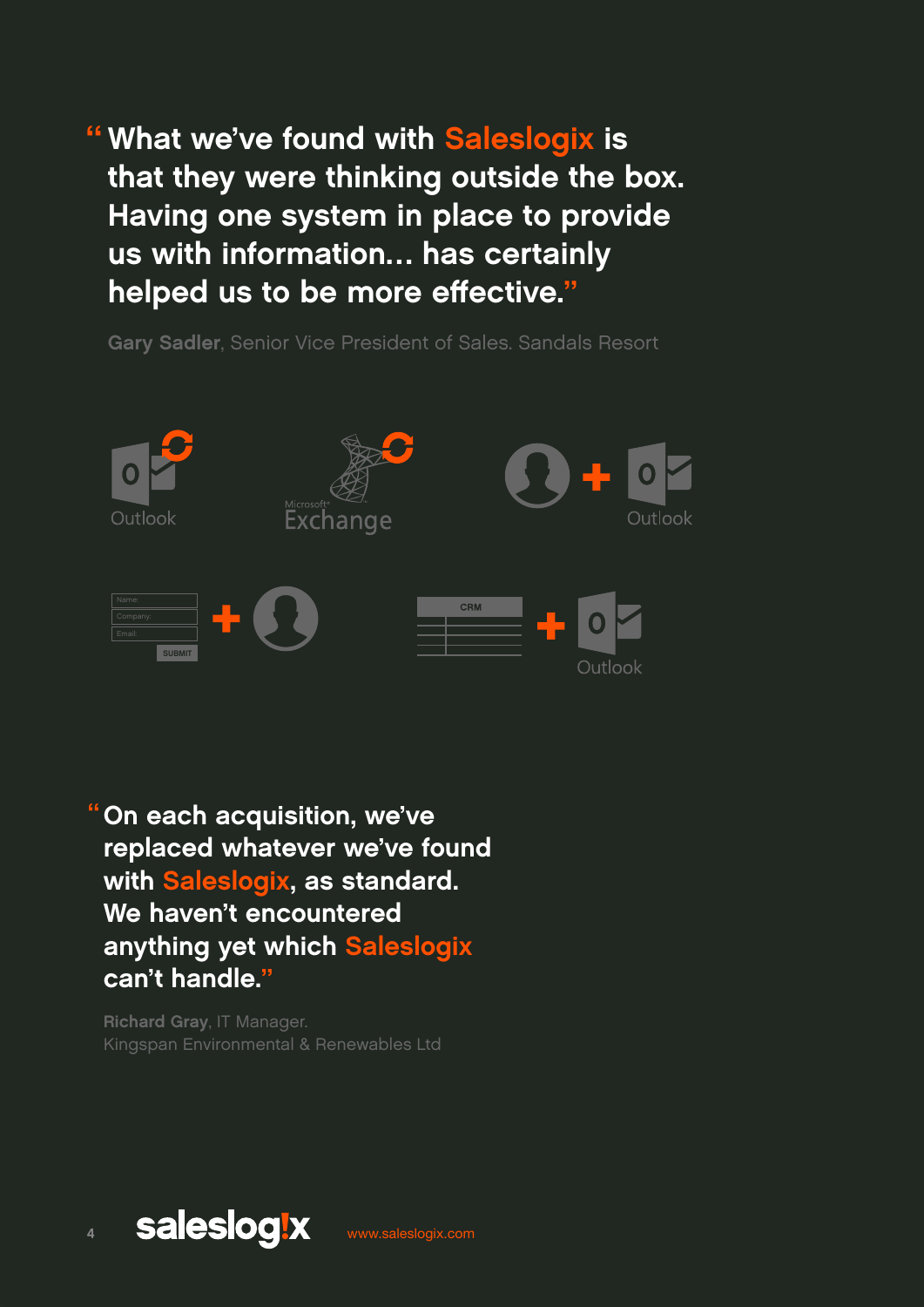> "What we've found with Saleslogix is that they were thinking outside the box. Having one system in place to provide us with information... has certainly helped us to be more effective."

**Gary Sadler**, Senior Vice President of Sales. Sandals Resort

Outlook

Microsoft® Exchange

Outlook

Name:
Company:
Email:
SUBMIT

CRM

Outlook

> "On each acquisition, we've replaced whatever we've found with Saleslogix, as standard. We haven't encountered anything yet which Saleslogix can't handle."

**Richard Gray**, IT Manager.
Kingspan Environmental & Renewables Ltd

saleslogix www.saleslogix.com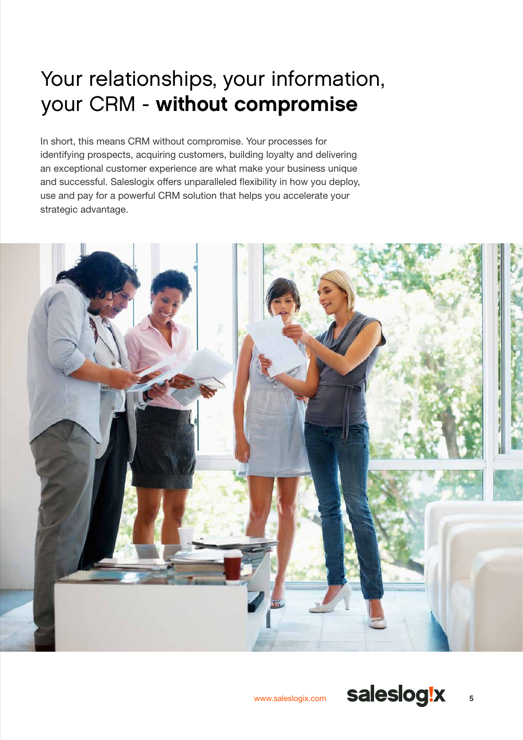# Your relationships, your information, your CRM - **without compromise**

In short, this means CRM without compromise. Your processes for identifying prospects, acquiring customers, building loyalty and delivering an exceptional customer experience are what make your business unique and successful. Saleslogix offers unparalleled flexibility in how you deploy, use and pay for a powerful CRM solution that helps you accelerate your strategic advantage.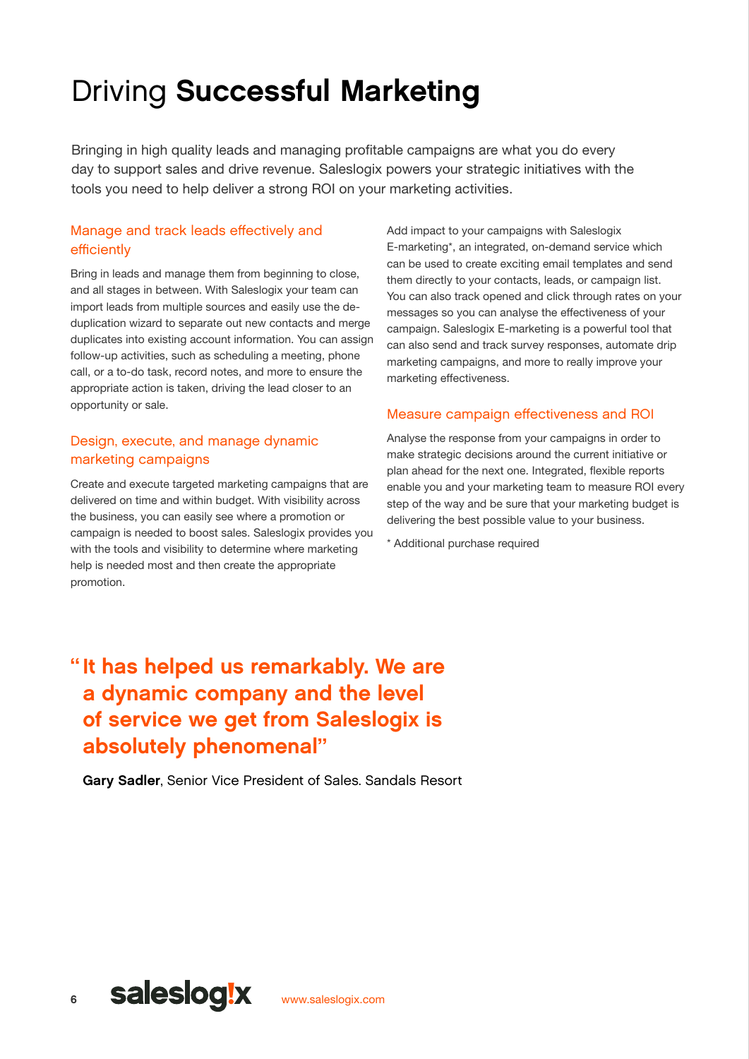# Driving **Successful Marketing**

Bringing in high quality leads and managing profitable campaigns are what you do every day to support sales and drive revenue. Saleslogix powers your strategic initiatives with the tools you need to help deliver a strong ROI on your marketing activities.

## Manage and track leads effectively and efficiently

Bring in leads and manage them from beginning to close, and all stages in between. With Saleslogix your team can import leads from multiple sources and easily use the de-duplication wizard to separate out new contacts and merge duplicates into existing account information. You can assign follow-up activities, such as scheduling a meeting, phone call, or a to-do task, record notes, and more to ensure the appropriate action is taken, driving the lead closer to an opportunity or sale.

## Design, execute, and manage dynamic marketing campaigns

Create and execute targeted marketing campaigns that are delivered on time and within budget. With visibility across the business, you can easily see where a promotion or campaign is needed to boost sales. Saleslogix provides you with the tools and visibility to determine where marketing help is needed most and then create the appropriate promotion.

Add impact to your campaigns with Saleslogix E-marketing*, an integrated, on-demand service which can be used to create exciting email templates and send them directly to your contacts, leads, or campaign list. You can also track opened and click through rates on your messages so you can analyse the effectiveness of your campaign. Saleslogix E-marketing is a powerful tool that can also send and track survey responses, automate drip marketing campaigns, and more to really improve your marketing effectiveness.

## Measure campaign effectiveness and ROI

Analyse the response from your campaigns in order to make strategic decisions around the current initiative or plan ahead for the next one. Integrated, flexible reports enable you and your marketing team to measure ROI every step of the way and be sure that your marketing budget is delivering the best possible value to your business.

* Additional purchase required

> **"It has helped us remarkably. We are a dynamic company and the level of service we get from Saleslogix is absolutely phenomenal"**
>
> **Gary Sadler**, Senior Vice President of Sales. Sandals Resort

saleslog!x www.saleslogix.com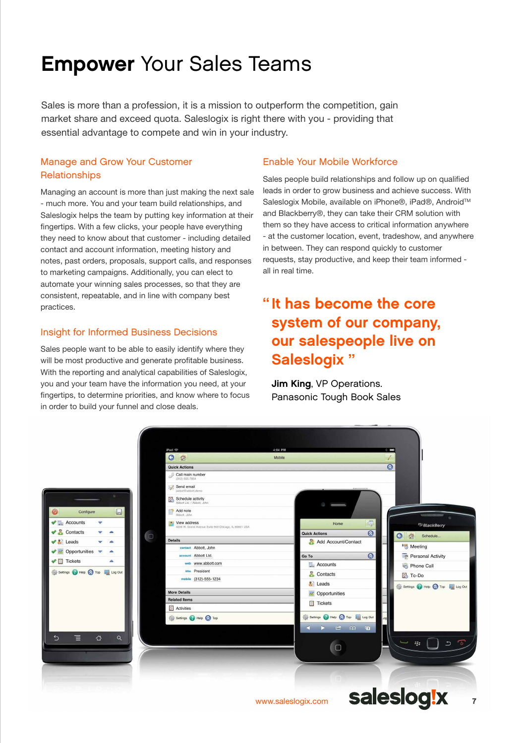# **Empower** Your Sales Teams

Sales is more than a profession, it is a mission to outperform the competition, gain market share and exceed quota. Saleslogix is right there with you - providing that essential advantage to compete and win in your industry.

## Manage and Grow Your Customer Relationships

Managing an account is more than just making the next sale - much more. You and your team build relationships, and Saleslogix helps the team by putting key information at their fingertips. With a few clicks, your people have everything they need to know about that customer - including detailed contact and account information, meeting history and notes, past orders, proposals, support calls, and responses to marketing campaigns. Additionally, you can elect to automate your winning sales processes, so that they are consistent, repeatable, and in line with company best practices.

## Insight for Informed Business Decisions

Sales people want to be able to easily identify where they will be most productive and generate profitable business. With the reporting and analytical capabilities of Saleslogix, you and your team have the information you need, at your fingertips, to determine priorities, and know where to focus in order to build your funnel and close deals.

## Enable Your Mobile Workforce

Sales people build relationships and follow up on qualified leads in order to grow business and achieve success. With Saleslogix Mobile, available on iPhone®, iPad®, Android™ and Blackberry®, they can take their CRM solution with them so they have access to critical information anywhere - at the customer location, event, tradeshow, and anywhere in between. They can respond quickly to customer requests, stay productive, and keep their team informed - all in real time.

> **"It has become the core system of our company, our salespeople live on Saleslogix "**
>
> **Jim King**, VP Operations.
> Panasonic Tough Book Sales

www.saleslogix.com

saleslog!x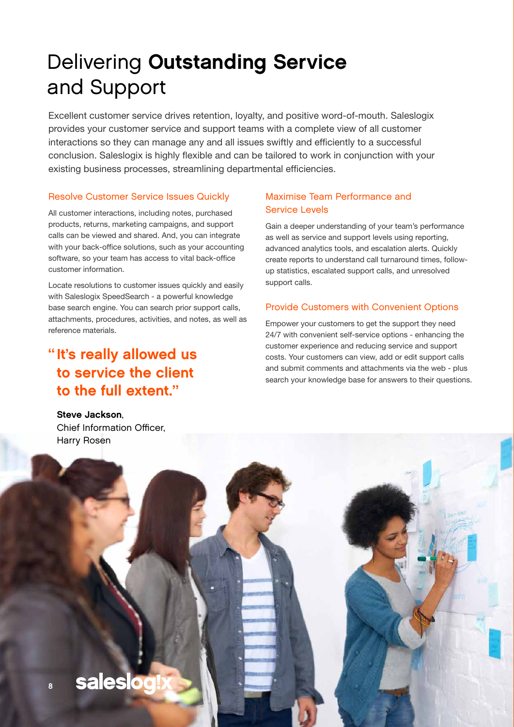# Delivering **Outstanding Service** and Support

Excellent customer service drives retention, loyalty, and positive word-of-mouth. Saleslogix provides your customer service and support teams with a complete view of all customer interactions so they can manage any and all issues swiftly and efficiently to a successful conclusion. Saleslogix is highly flexible and can be tailored to work in conjunction with your existing business processes, streamlining departmental efficiencies.

## Resolve Customer Service Issues Quickly

All customer interactions, including notes, purchased products, returns, marketing campaigns, and support calls can be viewed and shared. And, you can integrate with your back-office solutions, such as your accounting software, so your team has access to vital back-office customer information.

Locate resolutions to customer issues quickly and easily with Saleslogix SpeedSearch - a powerful knowledge base search engine. You can search prior support calls, attachments, procedures, activities, and notes, as well as reference materials.

> **"It's really allowed us to service the client to the full extent."**
>
> **Steve Jackson**, Chief Information Officer, Harry Rosen

## Maximise Team Performance and Service Levels

Gain a deeper understanding of your team's performance as well as service and support levels using reporting, advanced analytics tools, and escalation alerts. Quickly create reports to understand call turnaround times, follow-up statistics, escalated support calls, and unresolved support calls.

## Provide Customers with Convenient Options

Empower your customers to get the support they need 24/7 with convenient self-service options - enhancing the customer experience and reducing service and support costs. Your customers can view, add or edit support calls and submit comments and attachments via the web - plus search your knowledge base for answers to their questions.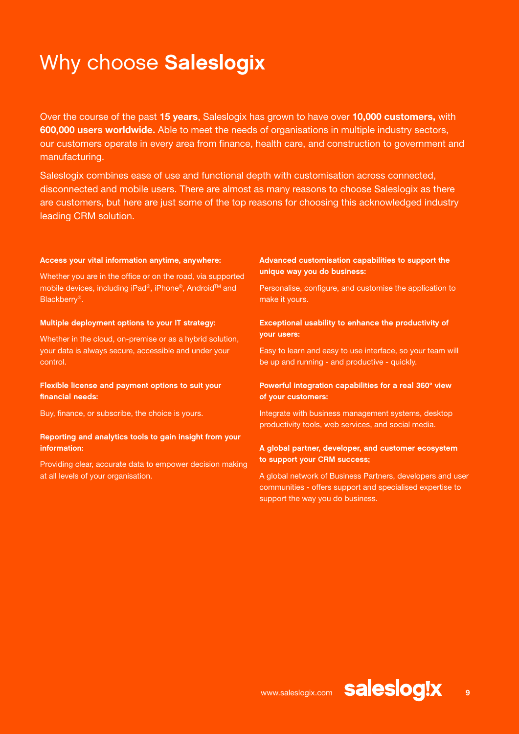# Why choose **Saleslogix**

Over the course of the past **15 years**, Saleslogix has grown to have over **10,000 customers,** with **600,000 users worldwide.** Able to meet the needs of organisations in multiple industry sectors, our customers operate in every area from finance, health care, and construction to government and manufacturing.

Saleslogix combines ease of use and functional depth with customisation across connected, disconnected and mobile users. There are almost as many reasons to choose Saleslogix as there are customers, but here are just some of the top reasons for choosing this acknowledged industry leading CRM solution.

**Access your vital information anytime, anywhere:**

Whether you are in the office or on the road, via supported mobile devices, including iPad®, iPhone®, Android™ and Blackberry®.

**Multiple deployment options to your IT strategy:**

Whether in the cloud, on-premise or as a hybrid solution, your data is always secure, accessible and under your control.

**Flexible license and payment options to suit your financial needs:**

Buy, finance, or subscribe, the choice is yours.

**Reporting and analytics tools to gain insight from your information:**

Providing clear, accurate data to empower decision making at all levels of your organisation.

**Advanced customisation capabilities to support the unique way you do business:**

Personalise, configure, and customise the application to make it yours.

**Exceptional usability to enhance the productivity of your users:**

Easy to learn and easy to use interface, so your team will be up and running - and productive - quickly.

**Powerful integration capabilities for a real 360° view of your customers:**

Integrate with business management systems, desktop productivity tools, web services, and social media.

**A global partner, developer, and customer ecosystem to support your CRM success;**

A global network of Business Partners, developers and user communities - offers support and specialised expertise to support the way you do business.

www.saleslogix.com saleslog!x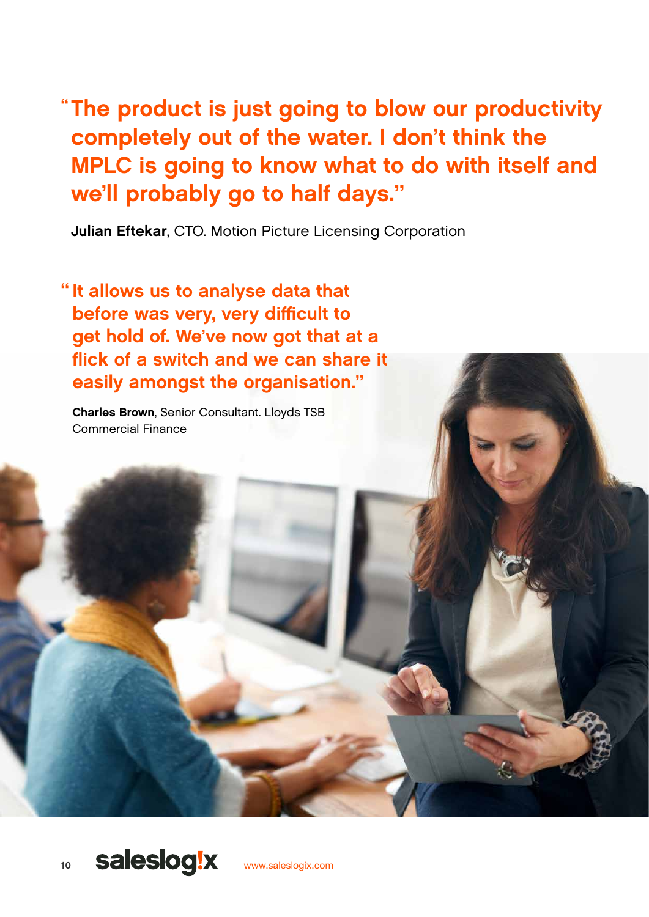> "The product is just going to blow our productivity completely out of the water. I don't think the MPLC is going to know what to do with itself and we'll probably go to half days."

**Julian Eftekar**, CTO. Motion Picture Licensing Corporation

> "It allows us to analyse data that before was very, very difficult to get hold of. We've now got that at a flick of a switch and we can share it easily amongst the organisation."

**Charles Brown**, Senior Consultant. Lloyds TSB Commercial Finance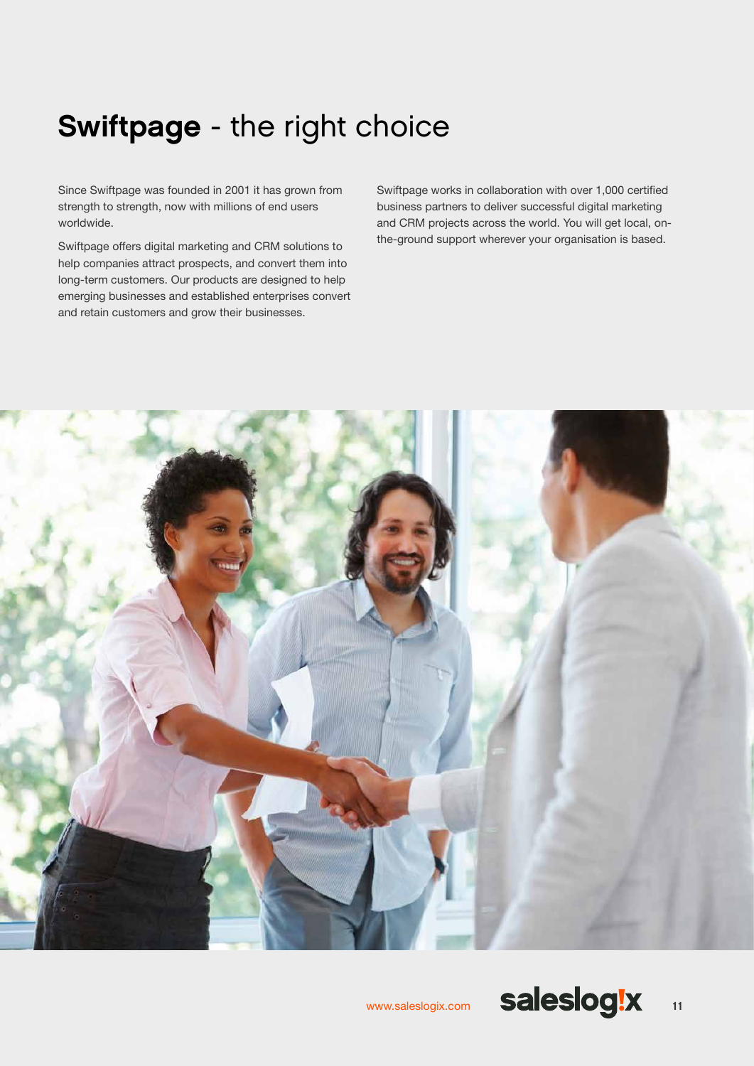# **Swiftpage** - the right choice

Since Swiftpage was founded in 2001 it has grown from strength to strength, now with millions of end users worldwide.

Swiftpage offers digital marketing and CRM solutions to help companies attract prospects, and convert them into long-term customers. Our products are designed to help emerging businesses and established enterprises convert and retain customers and grow their businesses.

Swiftpage works in collaboration with over 1,000 certified business partners to deliver successful digital marketing and CRM projects across the world. You will get local, on-the-ground support wherever your organisation is based.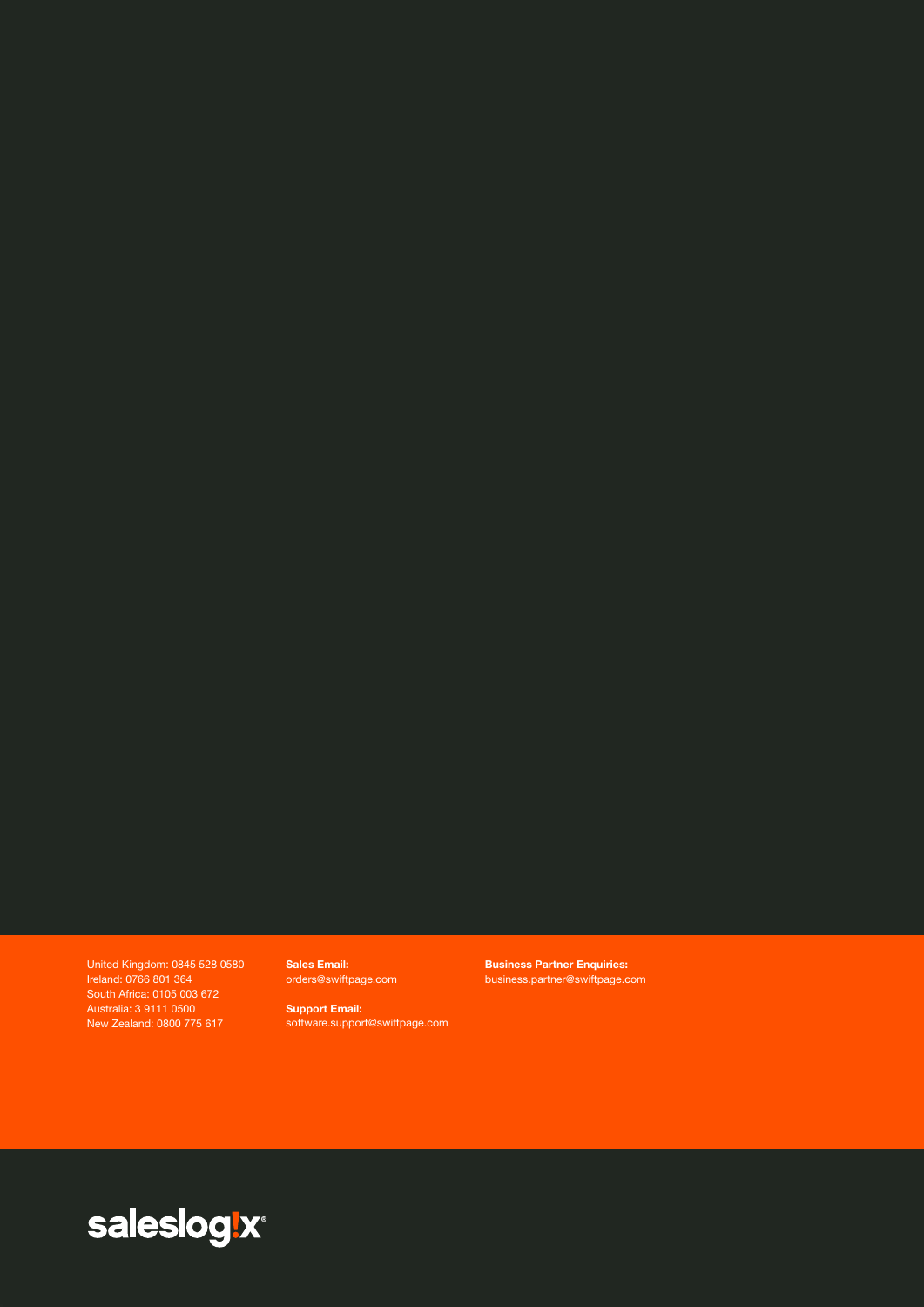United Kingdom: 0845 528 0580
Ireland: 0766 801 364
South Africa: 0105 003 672
Australia: 3 9111 0500
New Zealand: 0800 775 617

**Sales Email:**
orders@swiftpage.com

**Support Email:**
software.support@swiftpage.com

**Business Partner Enquiries:**
business.partner@swiftpage.com

saleslogix®